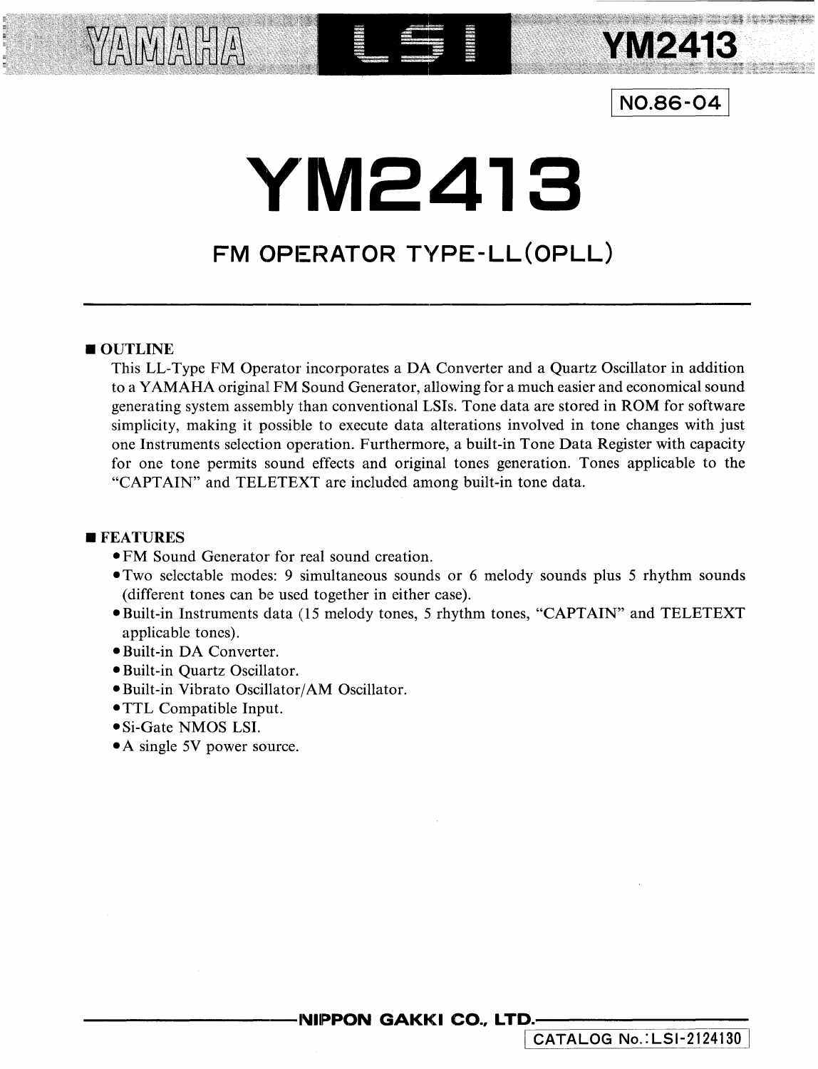NO.86-04

# YM2413

## FM OPERATOR TYPE-LL(OPLL)

## ■ OUTLINE

This LL-Type FM Operator incorporates a DA Converter and a Quartz Oscillator in addition to a YAMAHA original FM Sound Generator, allowing for a much easier and economical sound generating system assembly than conventional LSIs. Tone data are stored in ROM for software simplicity, making it possible to execute data alterations involved in tone changes with just one Instruments selection operation. Furthermore, a built-in Tone Data Register with capacity for one tone permits sound effects and original tones generation. Tones applicable to the "CAPTAIN" and TELETEXT are included among built-in tone data.

## ■ FEATURES

- FM Sound Generator for real sound creation.
- Two selectable modes: 9 simultaneous sounds or 6 melody sounds plus 5 rhythm sounds (different tones can be used together in either case).
- Built-in Instruments data (15 melody tones, 5 rhythm tones, "CAPTAIN" and TELETEXT applicable tones).
- Built-in DA Converter.
- Built-in Quartz Oscillator.
- Built-in Vibrato Oscillator/AM Oscillator.
- TTL Compatible Input.
- Si-Gate NMOS LSI.
- A single 5V power source.

NIPPON GAKKI CO., LTD.

CATALOG No.:LSI-2124130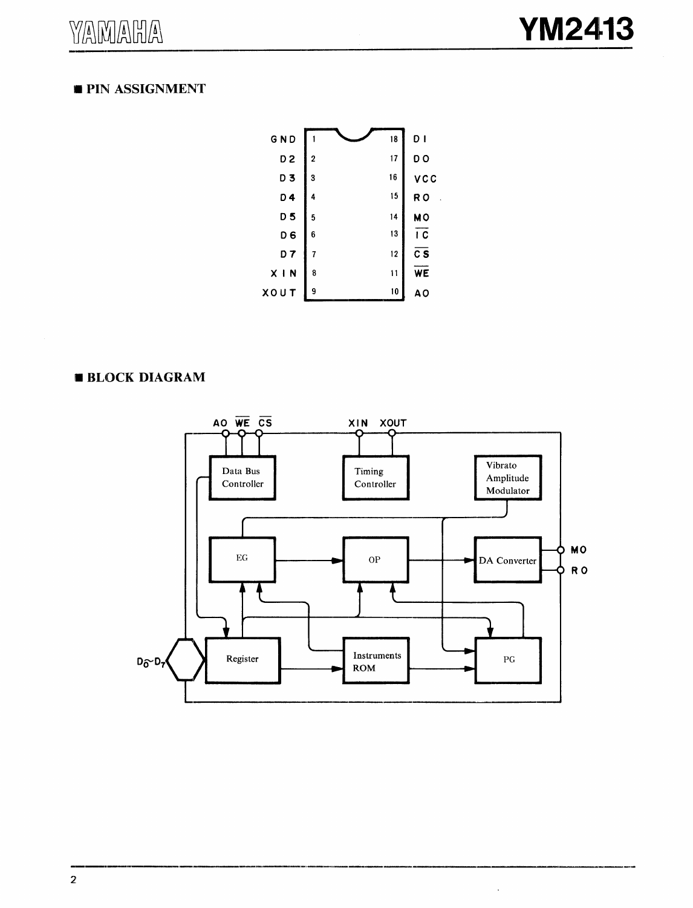## ■ PIN ASSIGNMENT

| Pin | Name | Pin | Name |
|---|---|---|---|
| 1 | GND | 18 | D1 |
| 2 | D2 | 17 | D0 |
| 3 | D3 | 16 | VCC |
| 4 | D4 | 15 | RO |
| 5 | D5 | 14 | MO |
| 6 | D6 | 13 | $\overline{IC}$ |
| 7 | D7 | 12 | $\overline{CS}$ |
| 8 | XIN | 11 | $\overline{WE}$ |
| 9 | XOUT | 10 | A0 |

## ■ BLOCK DIAGRAM

A0 $\overline{WE}$ $\overline{CS}$ — Data Bus Controller

XIN XOUT — Timing Controller

Vibrato Amplitude Modulator

EG → OP → DA Converter → MO, RO

$D_0$~$D_7$ → Register → Instruments ROM → PG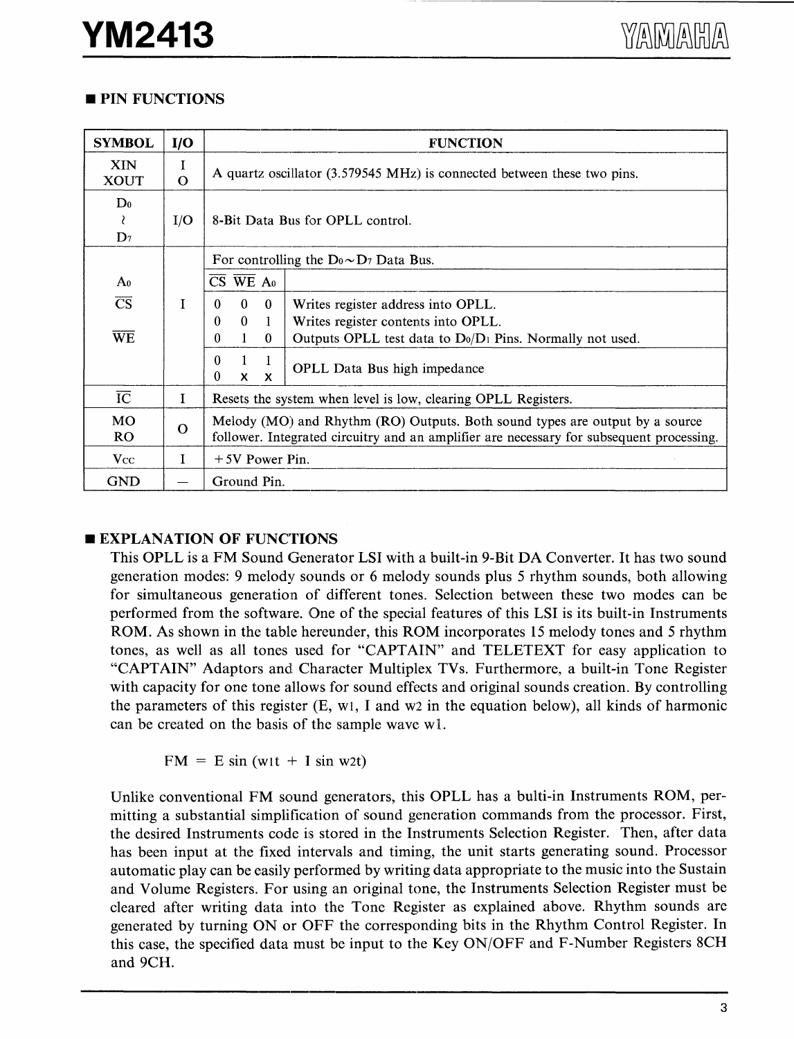## ■ PIN FUNCTIONS

| SYMBOL | I/O | FUNCTION | |
|---|---|---|---|
| XIN<br>XOUT | I<br>O | A quartz oscillator (3.579545 MHz) is connected between these two pins. | |
| $D_0$<br>≀<br>$D_7$ | I/O | 8-Bit Data Bus for OPLL control. | |
| $A_0$<br>$\overline{CS}$<br>$\overline{WE}$ | I | For controlling the $D_0 \sim D_7$ Data Bus. | |
| | | $\overline{CS}$ $\overline{WE}$ $A_0$ | |
| | | 0 0 0 | Writes register address into OPLL. |
| | | 0 0 1 | Writes register contents into OPLL. |
| | | 0 1 0 | Outputs OPLL test data to $D_0/D_1$ Pins. Normally not used. |
| | | 0 1 1<br>0 x x | OPLL Data Bus high impedance |
| $\overline{IC}$ | I | Resets the system when level is low, clearing OPLL Registers. | |
| MO<br>RO | O | Melody (MO) and Rhythm (RO) Outputs. Both sound types are output by a source follower. Integrated circuitry and an amplifier are necessary for subsequent processing. | |
| Vcc | I | +5V Power Pin. | |
| GND | — | Ground Pin. | |

## ■ EXPLANATION OF FUNCTIONS

This OPLL is a FM Sound Generator LSI with a built-in 9-Bit DA Converter. It has two sound generation modes: 9 melody sounds or 6 melody sounds plus 5 rhythm sounds, both allowing for simultaneous generation of different tones. Selection between these two modes can be performed from the software. One of the special features of this LSI is its built-in Instruments ROM. As shown in the table hereunder, this ROM incorporates 15 melody tones and 5 rhythm tones, as well as all tones used for "CAPTAIN" and TELETEXT for easy application to "CAPTAIN" Adaptors and Character Multiplex TVs. Furthermore, a built-in Tone Register with capacity for one tone allows for sound effects and original sounds creation. By controlling the parameters of this register (E, $w_1$, I and $w_2$ in the equation below), all kinds of harmonic can be created on the basis of the sample wave $w_1$.

$$FM = E \sin(w_1 t + I \sin w_2 t)$$

Unlike conventional FM sound generators, this OPLL has a bulti-in Instruments ROM, permitting a substantial simplification of sound generation commands from the processor. First, the desired Instruments code is stored in the Instruments Selection Register. Then, after data has been input at the fixed intervals and timing, the unit starts generating sound. Processor automatic play can be easily performed by writing data appropriate to the music into the Sustain and Volume Registers. For using an original tone, the Instruments Selection Register must be cleared after writing data into the Tone Register as explained above. Rhythm sounds are generated by turning ON or OFF the corresponding bits in the Rhythm Control Register. In this case, the specified data must be input to the Key ON/OFF and F-Number Registers 8CH and 9CH.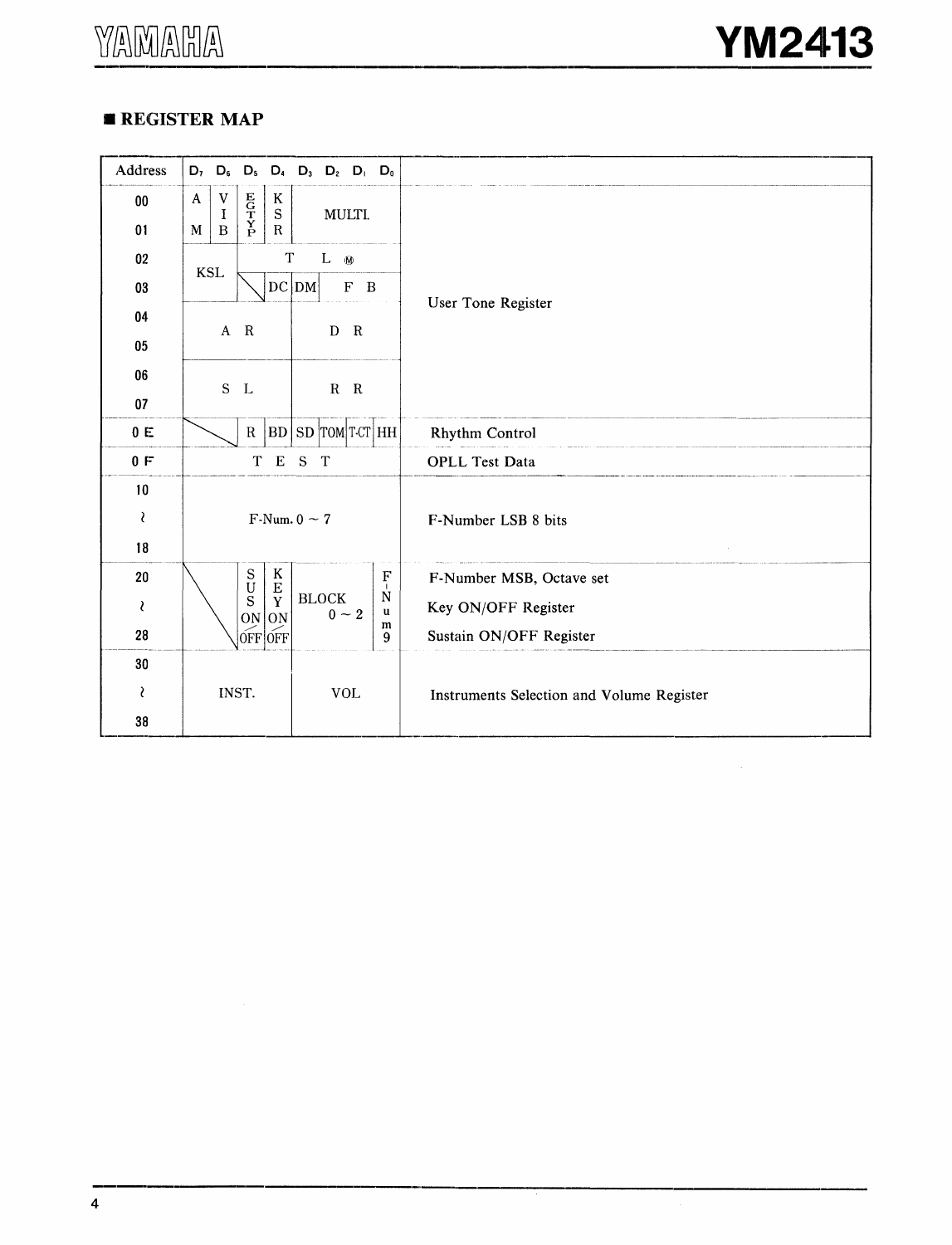## ■ REGISTER MAP

| Address | D7 | D6 | D5 | D4 | D3 | D2 | D1 | D0 | |
|---|---|---|---|---|---|---|---|---|---|
| 00 | AM | VIB | EGTYP | KSR | MULTI. | | | | User Tone Register |
| 01 | AM | VIB | EGTYP | KSR | MULTI. | | | | User Tone Register |
| 02 | KSL | | TL (M) | | | | | | User Tone Register |
| 03 | KSL | | | DC | DM | FB | | | User Tone Register |
| 04 | AR | | | | DR | | | | User Tone Register |
| 05 | AR | | | | DR | | | | User Tone Register |
| 06 | SL | | | | RR | | | | User Tone Register |
| 07 | SL | | | | RR | | | | User Tone Register |
| 0E | | | R | BD | SD | TOM | T-CT | HH | Rhythm Control |
| 0F | TEST | | | | | | | | OPLL Test Data |
| 10 ~ 18 | F-Num. 0 ~ 7 | | | | | | | | F-Number LSB 8 bits |
| 20 ~ 28 | | | SUS ON/OFF | KEY ON/OFF | BLOCK 0 ~ 2 | | | F-Num 9 | F-Number MSB, Octave set<br>Key ON/OFF Register<br>Sustain ON/OFF Register |
| 30 ~ 38 | INST. | | | | VOL | | | | Instruments Selection and Volume Register |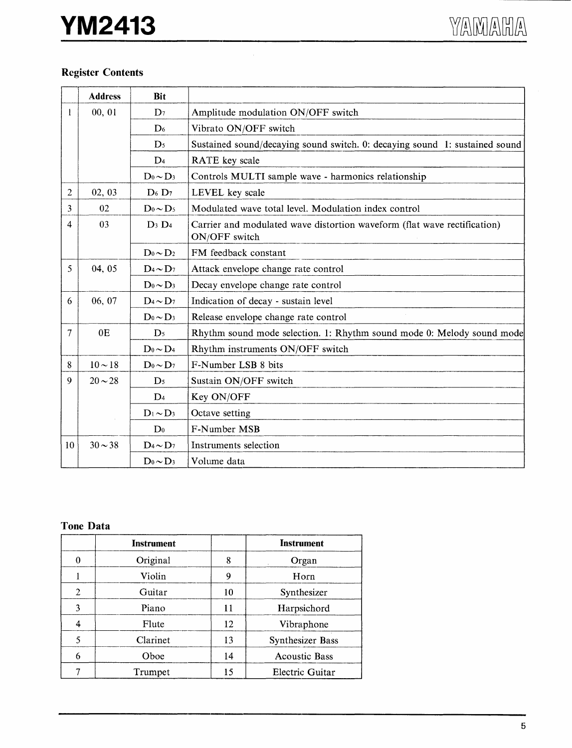### Register Contents

| | Address | Bit | |
|---|---|---|---|
| 1 | 00, 01 | $D_7$ | Amplitude modulation ON/OFF switch |
| | | $D_6$ | Vibrato ON/OFF switch |
| | | $D_5$ | Sustained sound/decaying sound switch. 0: decaying sound 1: sustained sound |
| | | $D_4$ | RATE key scale |
| | | $D_0 \sim D_3$ | Controls MULTI sample wave - harmonics relationship |
| 2 | 02, 03 | $D_6$ $D_7$ | LEVEL key scale |
| 3 | 02 | $D_0 \sim D_5$ | Modulated wave total level. Modulation index control |
| 4 | 03 | $D_3$ $D_4$ | Carrier and modulated wave distortion waveform (flat wave rectification) ON/OFF switch |
| | | $D_0 \sim D_2$ | FM feedback constant |
| 5 | 04, 05 | $D_4 \sim D_7$ | Attack envelope change rate control |
| | | $D_0 \sim D_3$ | Decay envelope change rate control |
| 6 | 06, 07 | $D_4 \sim D_7$ | Indication of decay - sustain level |
| | | $D_0 \sim D_3$ | Release envelope change rate control |
| 7 | 0E | $D_5$ | Rhythm sound mode selection. 1: Rhythm sound mode 0: Melody sound mode |
| | | $D_0 \sim D_4$ | Rhythm instruments ON/OFF switch |
| 8 | 10 ~ 18 | $D_0 \sim D_7$ | F-Number LSB 8 bits |
| 9 | 20 ~ 28 | $D_5$ | Sustain ON/OFF switch |
| | | $D_4$ | Key ON/OFF |
| | | $D_1 \sim D_3$ | Octave setting |
| | | $D_0$ | F-Number MSB |
| 10 | 30 ~ 38 | $D_4 \sim D_7$ | Instruments selection |
| | | $D_0 \sim D_3$ | Volume data |

### Tone Data

| | Instrument | | Instrument |
|---|---|---|---|
| 0 | Original | 8 | Organ |
| 1 | Violin | 9 | Horn |
| 2 | Guitar | 10 | Synthesizer |
| 3 | Piano | 11 | Harpsichord |
| 4 | Flute | 12 | Vibraphone |
| 5 | Clarinet | 13 | Synthesizer Bass |
| 6 | Oboe | 14 | Acoustic Bass |
| 7 | Trumpet | 15 | Electric Guitar |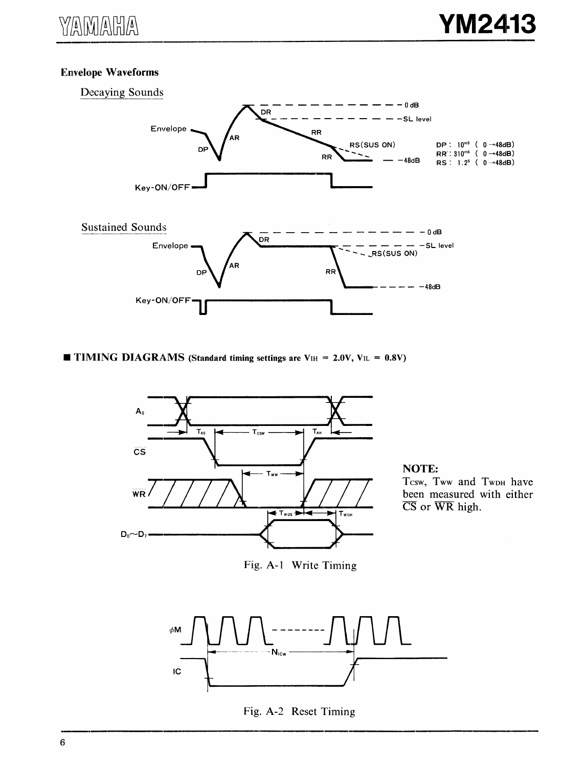### Envelope Waveforms

Decaying Sounds

DP : $10^{ms}$ ( 0 →48dB)
RR : $310^{ms}$ ( 0 →48dB)
RS : $1.2^{s}$ ( 0 →48dB)

Sustained Sounds

## ■ TIMING DIAGRAMS (Standard timing settings are $V_{IH}$ = 2.0V, $V_{IL}$ = 0.8V)

**NOTE:**
$T_{CSW}$, $T_{WW}$ and $T_{WDH}$ have been measured with either $\overline{CS}$ or $\overline{WR}$ high.

Fig. A-1 Write Timing

Fig. A-2 Reset Timing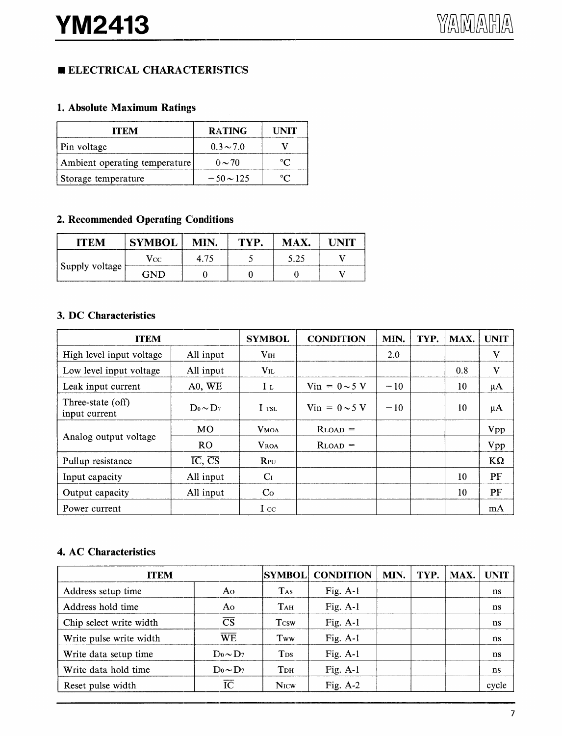## ■ ELECTRICAL CHARACTERISTICS

### 1. Absolute Maximum Ratings

| ITEM | RATING | UNIT |
|---|---|---|
| Pin voltage | 0.3～7.0 | V |
| Ambient operating temperature | 0～70 | °C |
| Storage temperature | −50～125 | °C |

### 2. Recommended Operating Conditions

| ITEM | SYMBOL | MIN. | TYP. | MAX. | UNIT |
|---|---|---|---|---|---|
| Supply voltage | Vcc | 4.75 | 5 | 5.25 | V |
| | GND | 0 | 0 | 0 | V |

### 3. DC Characteristics

| ITEM | | SYMBOL | CONDITION | MIN. | TYP. | MAX. | UNIT |
|---|---|---|---|---|---|---|---|
| High level input voltage | All input | $V_{IH}$ | | 2.0 | | | V |
| Low level input voltage | All input | $V_{IL}$ | | | | 0.8 | V |
| Leak input current | A0, $\overline{WE}$ | $I_L$ | Vin = 0～5 V | −10 | | 10 | μA |
| Three-state (off) input current | $D_0$～$D_7$ | $I_{TSL}$ | Vin = 0～5 V | −10 | | 10 | μA |
| Analog output voltage | MO | $V_{MOA}$ | $R_{LOAD}$ = | | | | Vpp |
| | RO | $V_{ROA}$ | $R_{LOAD}$ = | | | | Vpp |
| Pullup resistance | $\overline{IC}$, $\overline{CS}$ | $R_{PU}$ | | | | | KΩ |
| Input capacity | All input | $C_I$ | | | | 10 | PF |
| Output capacity | All input | $C_O$ | | | | 10 | PF |
| Power current | | $I_{CC}$ | | | | | mA |

### 4. AC Characteristics

| ITEM | | SYMBOL | CONDITION | MIN. | TYP. | MAX. | UNIT |
|---|---|---|---|---|---|---|---|
| Address setup time | $A_0$ | $T_{AS}$ | Fig. A-1 | | | | ns |
| Address hold time | $A_0$ | $T_{AH}$ | Fig. A-1 | | | | ns |
| Chip select write width | $\overline{CS}$ | $T_{CSW}$ | Fig. A-1 | | | | ns |
| Write pulse write width | $\overline{WE}$ | $T_{WW}$ | Fig. A-1 | | | | ns |
| Write data setup time | $D_0$～$D_7$ | $T_{DS}$ | Fig. A-1 | | | | ns |
| Write data hold time | $D_0$～$D_7$ | $T_{DH}$ | Fig. A-1 | | | | ns |
| Reset pulse width | $\overline{IC}$ | $N_{ICW}$ | Fig. A-2 | | | | cycle |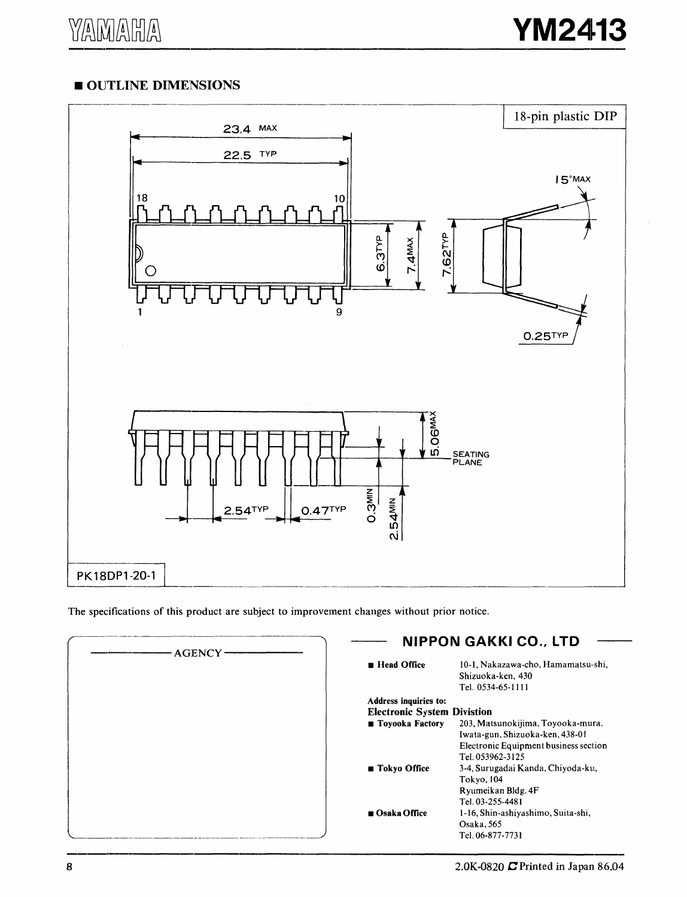## ■ OUTLINE DIMENSIONS

18-pin plastic DIP

23.4 MAX

22.5 TYP

18

10

1

9

6.3TYP

7.4MAX

7.62TYP

15°MAX

0.25TYP

5.06MAX

SEATING PLANE

2.54TYP

0.47TYP

0.3MIN

2.54MIN

PK18DP1-20-1

The specifications of this product are subject to improvement changes without prior notice.

AGENCY

## NIPPON GAKKI CO., LTD

■ **Head Office** 10-1, Nakazawa-cho, Hamamatsu-shi, Shizuoka-ken, 430
Tel. 0534-65-1111

**Address inquiries to:**
**Electronic System Divistion**

■ **Toyooka Factory** 203, Matsunokijima, Toyooka-mura, Iwata-gun, Shizuoka-ken, 438-01
Electronic Equipment business section
Tel. 053962-3125

■ **Tokyo Office** 3-4, Surugadai Kanda, Chiyoda-ku, Tokyo, 104
Ryumeikan Bldg. 4F
Tel. 03-255-4481

■ **Osaka Office** 1-16, Shin-ashiyashimo, Suita-shi, Osaka, 565
Tel. 06-877-7731

2.0K-0820 ℭ Printed in Japan 86.04